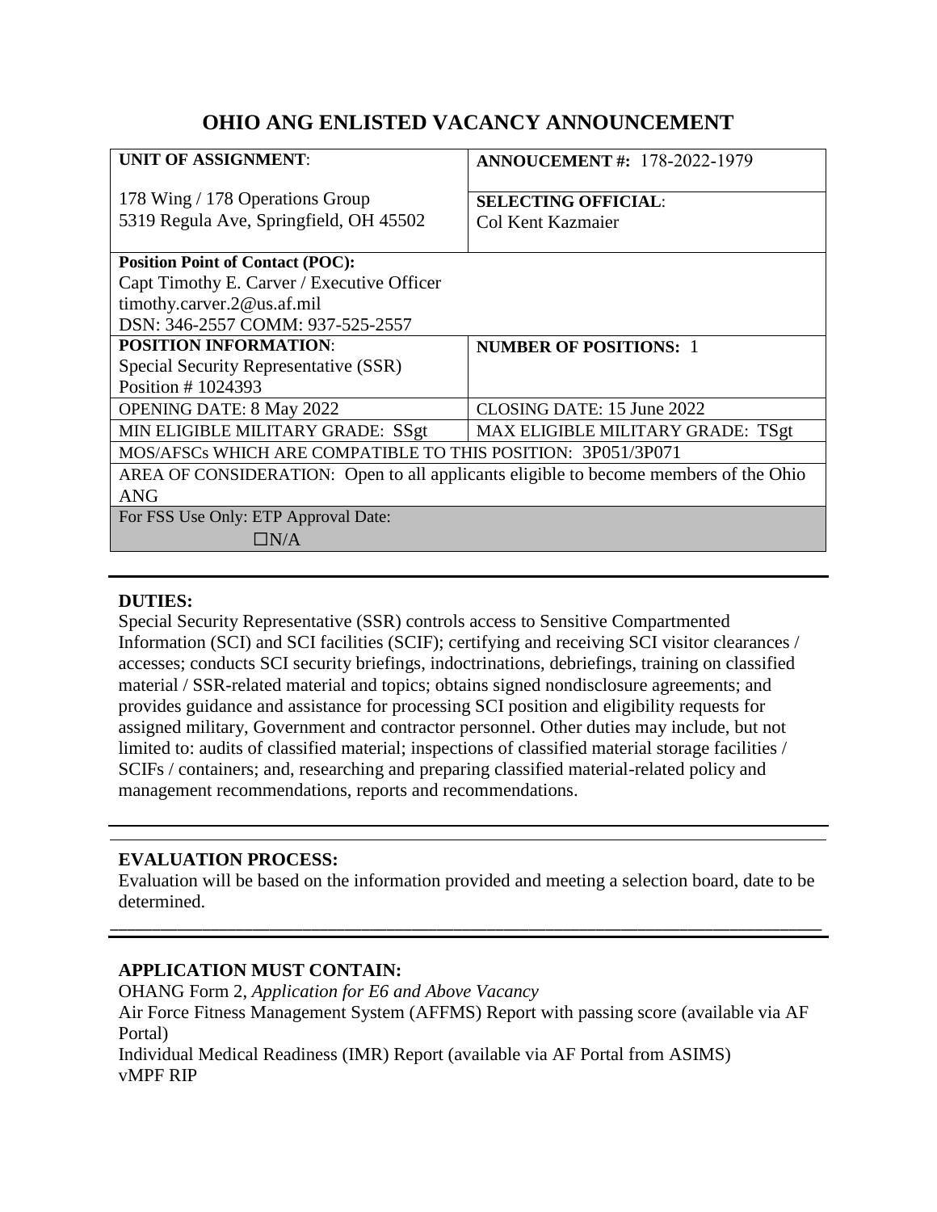# OHIO ANG ENLISTED VACANCY ANNOUNCEMENT

| | |
|---|---|
| **UNIT OF ASSIGNMENT**:<br><br>178 Wing / 178 Operations Group<br>5319 Regula Ave, Springfield, OH 45502 | **ANNOUCEMENT #:** 178-2022-1979<br><br>**SELECTING OFFICIAL**:<br>Col Kent Kazmaier |
| **Position Point of Contact (POC):**<br>Capt Timothy E. Carver / Executive Officer<br>timothy.carver.2@us.af.mil<br>DSN: 346-2557 COMM: 937-525-2557 | |
| **POSITION INFORMATION**:<br>Special Security Representative (SSR)<br>Position # 1024393 | **NUMBER OF POSITIONS:** 1 |
| OPENING DATE: 8 May 2022 | CLOSING DATE: 15 June 2022 |
| MIN ELIGIBLE MILITARY GRADE: SSgt | MAX ELIGIBLE MILITARY GRADE: TSgt |
| MOS/AFSCs WHICH ARE COMPATIBLE TO THIS POSITION: 3P051/3P071 | |
| AREA OF CONSIDERATION: Open to all applicants eligible to become members of the Ohio ANG | |
| For FSS Use Only: ETP Approval Date:<br>☐N/A | |

**DUTIES:**

Special Security Representative (SSR) controls access to Sensitive Compartmented Information (SCI) and SCI facilities (SCIF); certifying and receiving SCI visitor clearances / accesses; conducts SCI security briefings, indoctrinations, debriefings, training on classified material / SSR-related material and topics; obtains signed nondisclosure agreements; and provides guidance and assistance for processing SCI position and eligibility requests for assigned military, Government and contractor personnel. Other duties may include, but not limited to: audits of classified material; inspections of classified material storage facilities / SCIFs / containers; and, researching and preparing classified material-related policy and management recommendations, reports and recommendations.

**EVALUATION PROCESS:**

Evaluation will be based on the information provided and meeting a selection board, date to be determined.

**APPLICATION MUST CONTAIN:**

OHANG Form 2, *Application for E6 and Above Vacancy*

Air Force Fitness Management System (AFFMS) Report with passing score (available via AF Portal)

Individual Medical Readiness (IMR) Report (available via AF Portal from ASIMS)

vMPF RIP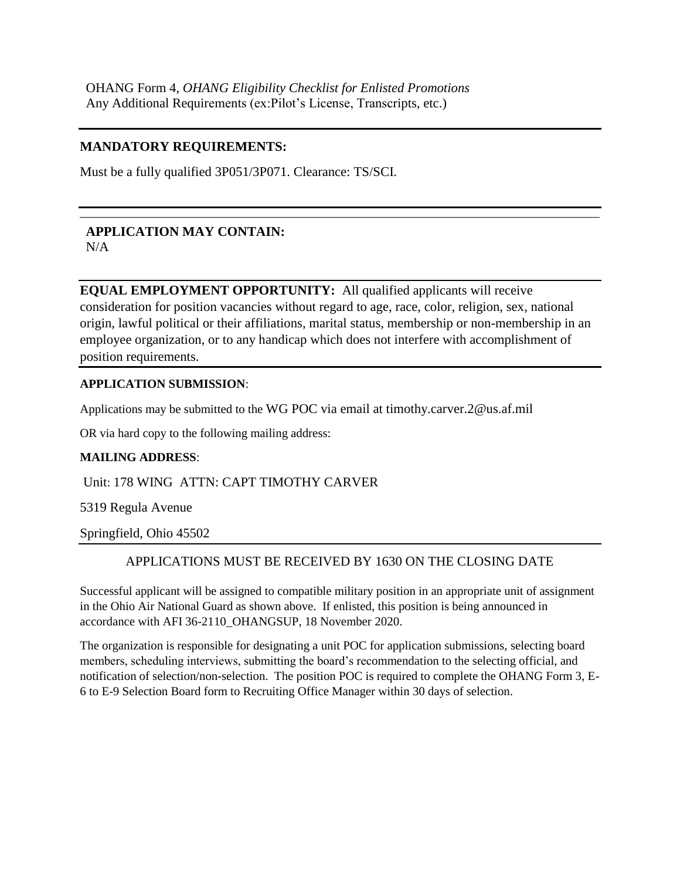OHANG Form 4, *OHANG Eligibility Checklist for Enlisted Promotions*
Any Additional Requirements (ex:Pilot's License, Transcripts, etc.)

---

**MANDATORY REQUIREMENTS:**

Must be a fully qualified 3P051/3P071. Clearance: TS/SCI.

---

**APPLICATION MAY CONTAIN:**
N/A

---

**EQUAL EMPLOYMENT OPPORTUNITY:** All qualified applicants will receive consideration for position vacancies without regard to age, race, color, religion, sex, national origin, lawful political or their affiliations, marital status, membership or non-membership in an employee organization, or to any handicap which does not interfere with accomplishment of position requirements.

---

**APPLICATION SUBMISSION**:

Applications may be submitted to the WG POC via email at timothy.carver.2@us.af.mil

OR via hard copy to the following mailing address:

**MAILING ADDRESS**:

Unit: 178 WING ATTN: CAPT TIMOTHY CARVER

5319 Regula Avenue

Springfield, Ohio 45502

---

APPLICATIONS MUST BE RECEIVED BY 1630 ON THE CLOSING DATE

Successful applicant will be assigned to compatible military position in an appropriate unit of assignment in the Ohio Air National Guard as shown above. If enlisted, this position is being announced in accordance with AFI 36-2110_OHANGSUP, 18 November 2020.

The organization is responsible for designating a unit POC for application submissions, selecting board members, scheduling interviews, submitting the board's recommendation to the selecting official, and notification of selection/non-selection. The position POC is required to complete the OHANG Form 3, E-6 to E-9 Selection Board form to Recruiting Office Manager within 30 days of selection.